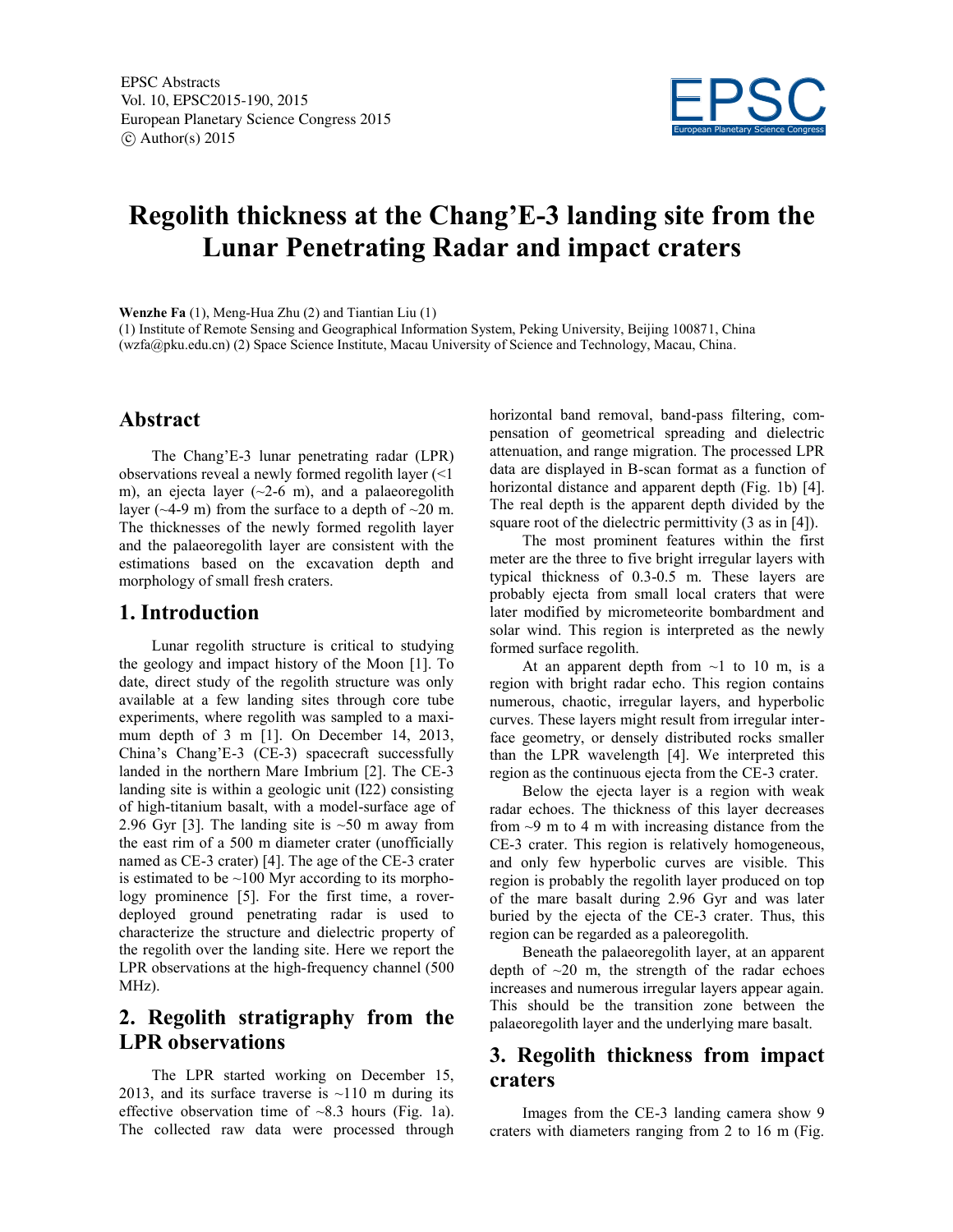# Regolith thickness at the Chang'E-3 landing site from the Lunar Penetrating Radar and impact craters

**Wenzhe Fa** (1), Meng-Hua Zhu (2) and Tiantian Liu (1)

(1) Institute of Remote Sensing and Geographical Information System, Peking University, Beijing 100871, China (wzfa@pku.edu.cn) (2) Space Science Institute, Macau University of Science and Technology, Macau, China.

## Abstract

The Chang'E-3 lunar penetrating radar (LPR) observations reveal a newly formed regolith layer (<1 m), an ejecta layer (~2-6 m), and a palaeoregolith layer (~4-9 m) from the surface to a depth of ~20 m. The thicknesses of the newly formed regolith layer and the palaeoregolith layer are consistent with the estimations based on the excavation depth and morphology of small fresh craters.

## 1. Introduction

Lunar regolith structure is critical to studying the geology and impact history of the Moon [1]. To date, direct study of the regolith structure was only available at a few landing sites through core tube experiments, where regolith was sampled to a maximum depth of 3 m [1]. On December 14, 2013, China's Chang'E-3 (CE-3) spacecraft successfully landed in the northern Mare Imbrium [2]. The CE-3 landing site is within a geologic unit (I22) consisting of high-titanium basalt, with a model-surface age of 2.96 Gyr [3]. The landing site is ~50 m away from the east rim of a 500 m diameter crater (unofficially named as CE-3 crater) [4]. The age of the CE-3 crater is estimated to be ~100 Myr according to its morphology prominence [5]. For the first time, a rover-deployed ground penetrating radar is used to characterize the structure and dielectric property of the regolith over the landing site. Here we report the LPR observations at the high-frequency channel (500 MHz).

## 2. Regolith stratigraphy from the LPR observations

The LPR started working on December 15, 2013, and its surface traverse is ~110 m during its effective observation time of ~8.3 hours (Fig. 1a). The collected raw data were processed through horizontal band removal, band-pass filtering, compensation of geometrical spreading and dielectric attenuation, and range migration. The processed LPR data are displayed in B-scan format as a function of horizontal distance and apparent depth (Fig. 1b) [4]. The real depth is the apparent depth divided by the square root of the dielectric permittivity (3 as in [4]).

The most prominent features within the first meter are the three to five bright irregular layers with typical thickness of 0.3-0.5 m. These layers are probably ejecta from small local craters that were later modified by micrometeorite bombardment and solar wind. This region is interpreted as the newly formed surface regolith.

At an apparent depth from ~1 to 10 m, is a region with bright radar echo. This region contains numerous, chaotic, irregular layers, and hyperbolic curves. These layers might result from irregular interface geometry, or densely distributed rocks smaller than the LPR wavelength [4]. We interpreted this region as the continuous ejecta from the CE-3 crater.

Below the ejecta layer is a region with weak radar echoes. The thickness of this layer decreases from ~9 m to 4 m with increasing distance from the CE-3 crater. This region is relatively homogeneous, and only few hyperbolic curves are visible. This region is probably the regolith layer produced on top of the mare basalt during 2.96 Gyr and was later buried by the ejecta of the CE-3 crater. Thus, this region can be regarded as a paleoregolith.

Beneath the palaeoregolith layer, at an apparent depth of ~20 m, the strength of the radar echoes increases and numerous irregular layers appear again. This should be the transition zone between the palaeoregolith layer and the underlying mare basalt.

## 3. Regolith thickness from impact craters

Images from the CE-3 landing camera show 9 craters with diameters ranging from 2 to 16 m (Fig.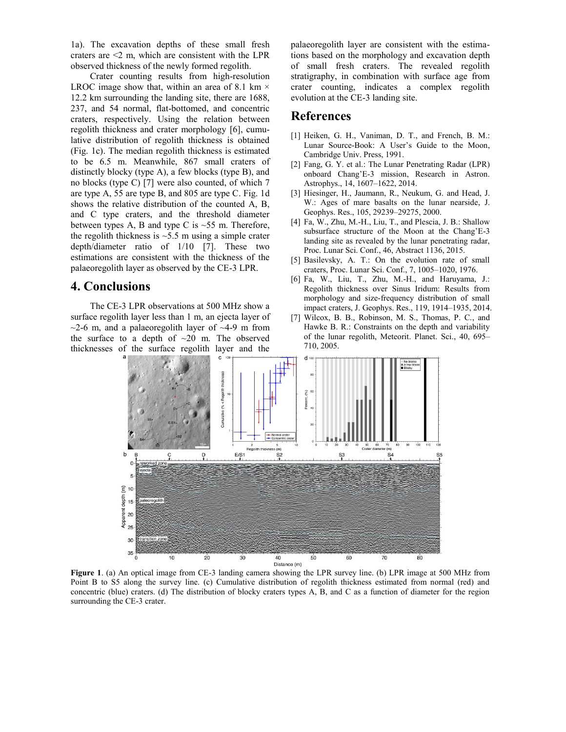1a). The excavation depths of these small fresh craters are <2 m, which are consistent with the LPR observed thickness of the newly formed regolith.

Crater counting results from high-resolution LROC image show that, within an area of 8.1 km × 12.2 km surrounding the landing site, there are 1688, 237, and 54 normal, flat-bottomed, and concentric craters, respectively. Using the relation between regolith thickness and crater morphology [6], cumulative distribution of regolith thickness is obtained (Fig. 1c). The median regolith thickness is estimated to be 6.5 m. Meanwhile, 867 small craters of distinctly blocky (type A), a few blocks (type B), and no blocks (type C) [7] were also counted, of which 7 are type A, 55 are type B, and 805 are type C. Fig. 1d shows the relative distribution of the counted A, B, and C type craters, and the threshold diameter between types A, B and type C is ~55 m. Therefore, the regolith thickness is ~5.5 m using a simple crater depth/diameter ratio of 1/10 [7]. These two estimations are consistent with the thickness of the palaeoregolith layer as observed by the CE-3 LPR.

## 4. Conclusions

The CE-3 LPR observations at 500 MHz show a surface regolith layer less than 1 m, an ejecta layer of ~2-6 m, and a palaeoregolith layer of ~4-9 m from the surface to a depth of ~20 m. The observed thicknesses of the surface regolith layer and the palaeoregolith layer are consistent with the estimations based on the morphology and excavation depth of small fresh craters. The revealed regolith stratigraphy, in combination with surface age from crater counting, indicates a complex regolith evolution at the CE-3 landing site.

## References

[1] Heiken, G. H., Vaniman, D. T., and French, B. M.: Lunar Source-Book: A User's Guide to the Moon, Cambridge Univ. Press, 1991.

[2] Fang, G. Y. et al.: The Lunar Penetrating Radar (LPR) onboard Chang'E-3 mission, Research in Astron. Astrophys., 14, 1607–1622, 2014.

[3] Hiesinger, H., Jaumann, R., Neukum, G. and Head, J. W.: Ages of mare basalts on the lunar nearside, J. Geophys. Res., 105, 29239–29275, 2000.

[4] Fa, W., Zhu, M.-H., Liu, T., and Plescia, J. B.: Shallow subsurface structure of the Moon at the Chang'E-3 landing site as revealed by the lunar penetrating radar, Proc. Lunar Sci. Conf., 46, Abstract 1136, 2015.

[5] Basilevsky, A. T.: On the evolution rate of small craters, Proc. Lunar Sci. Conf., 7, 1005–1020, 1976.

[6] Fa, W., Liu, T., Zhu, M.-H., and Haruyama, J.: Regolith thickness over Sinus Iridum: Results from morphology and size-frequency distribution of small impact craters, J. Geophys. Res., 119, 1914–1935, 2014.

[7] Wilcox, B. B., Robinson, M. S., Thomas, P. C., and Hawke B. R.: Constraints on the depth and variability of the lunar regolith, Meteorit. Planet. Sci., 40, 695–710, 2005.

a
A
B
C
D
E/S1
S2
S3
S4
S5
10 m

c
Cumulative (% < Regolith thickness)
Regolith thickness (m)
Normal crater
Concentric crater

d
No blocks
A few blocks
Blocky
Percent (%)
Crater diameter (m)

b
B C D E/S1 S2 S3 S4 S5
reworked zone
ejecta
paleoregolith
transition zone
Apparent depth (m)
Distance (m)

**Figure 1**. (a) An optical image from CE-3 landing camera showing the LPR survey line. (b) LPR image at 500 MHz from Point B to S5 along the survey line. (c) Cumulative distribution of regolith thickness estimated from normal (red) and concentric (blue) craters. (d) The distribution of blocky craters types A, B, and C as a function of diameter for the region surrounding the CE-3 crater.